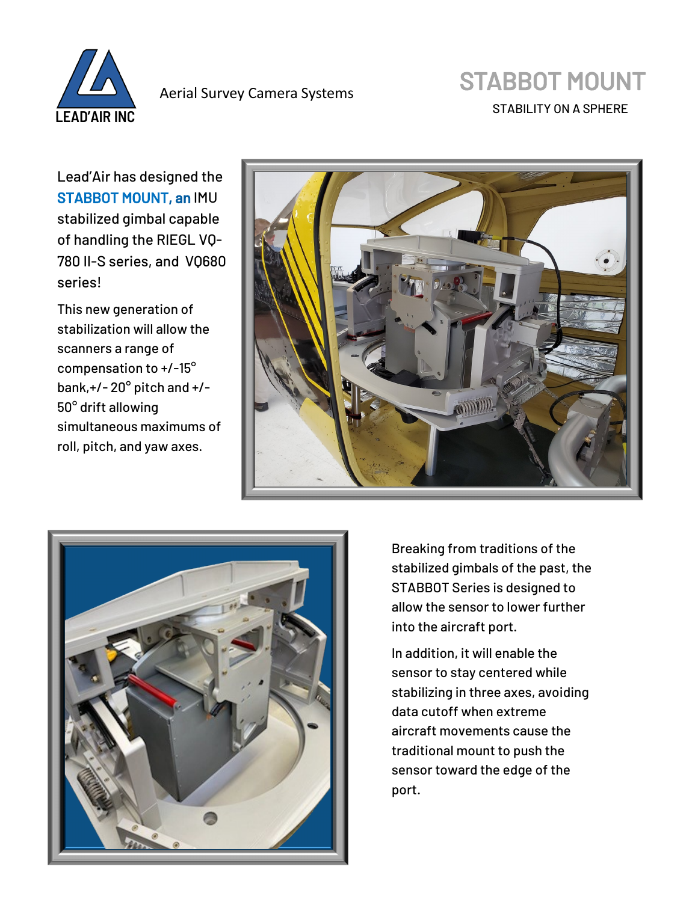LEAD'AIR INC

Aerial Survey Camera Systems

# STABBOT MOUNT

STABILITY ON A SPHERE

Lead'Air has designed the **STABBOT MOUNT, an** IMU stabilized gimbal capable of handling the RIEGL VQ-780 II-S series, and VQ680 series!

This new generation of stabilization will allow the scanners a range of compensation to +/-15° bank,+/- 20° pitch and +/- 50° drift allowing simultaneous maximums of roll, pitch, and yaw axes.

Breaking from traditions of the stabilized gimbals of the past, the STABBOT Series is designed to allow the sensor to lower further into the aircraft port.

In addition, it will enable the sensor to stay centered while stabilizing in three axes, avoiding data cutoff when extreme aircraft movements cause the traditional mount to push the sensor toward the edge of the port.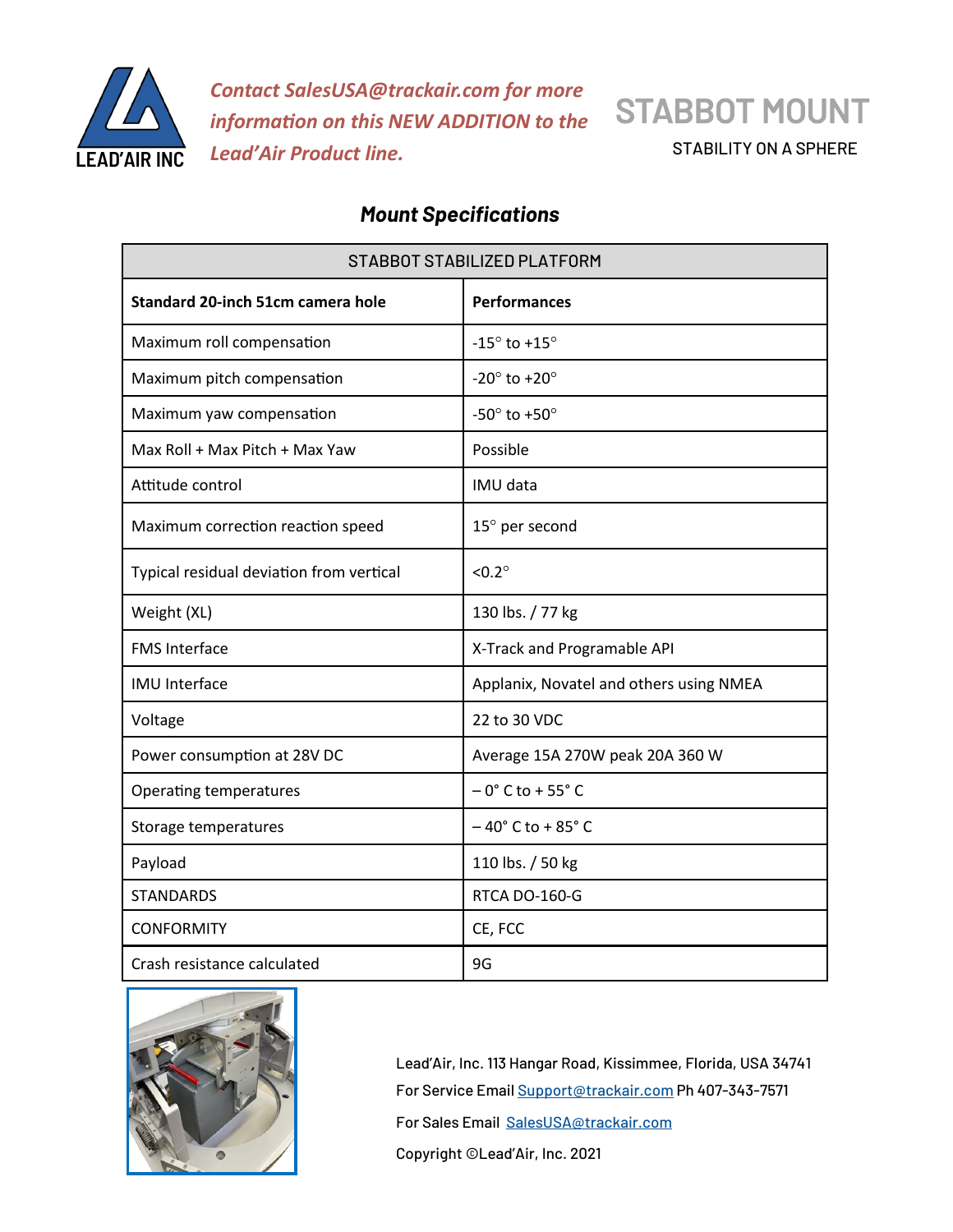LEAD'AIR INC

*Contact SalesUSA@trackair.com for more information on this NEW ADDITION to the Lead'Air Product line.*

# STABBOT MOUNT

STABILITY ON A SPHERE

## *Mount Specifications*

| STABBOT STABILIZED PLATFORM | |
|---|---|
| **Standard 20-inch 51cm camera hole** | **Performances** |
| Maximum roll compensation | -15° to +15° |
| Maximum pitch compensation | -20° to +20° |
| Maximum yaw compensation | -50° to +50° |
| Max Roll + Max Pitch + Max Yaw | Possible |
| Attitude control | IMU data |
| Maximum correction reaction speed | 15° per second |
| Typical residual deviation from vertical | <0.2° |
| Weight (XL) | 130 lbs. / 77 kg |
| FMS Interface | X-Track and Programable API |
| IMU Interface | Applanix, Novatel and others using NMEA |
| Voltage | 22 to 30 VDC |
| Power consumption at 28V DC | Average 15A 270W peak 20A 360 W |
| Operating temperatures | – 0° C to + 55° C |
| Storage temperatures | – 40° C to + 85° C |
| Payload | 110 lbs. / 50 kg |
| STANDARDS | RTCA DO-160-G |
| CONFORMITY | CE, FCC |
| Crash resistance calculated | 9G |

Lead'Air, Inc. 113 Hangar Road, Kissimmee, Florida, USA 34741

For Service Email Support@trackair.com Ph 407-343-7571

For Sales Email SalesUSA@trackair.com

Copyright ©Lead'Air, Inc. 2021